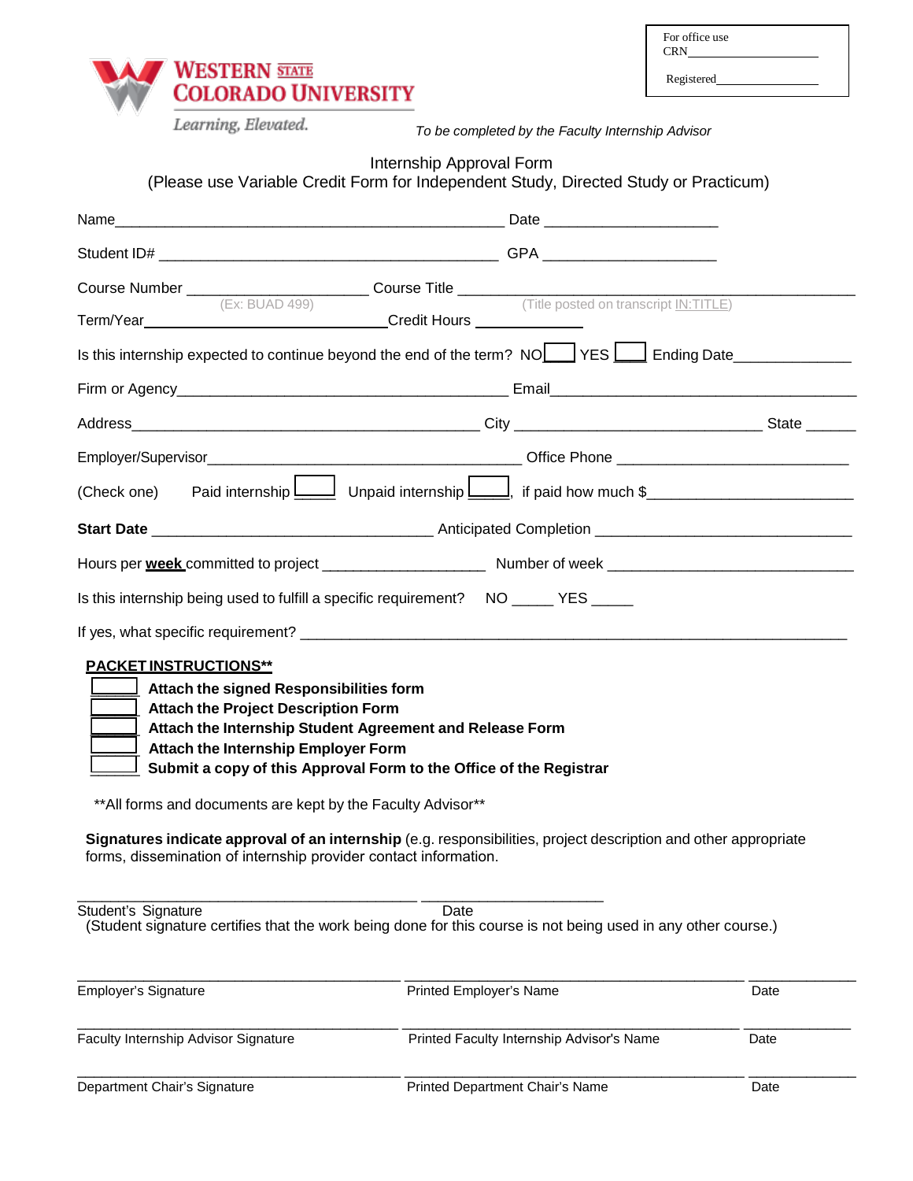For office use
CRN__________________

Registered________________

WESTERN STATE COLORADO UNIVERSITY

Learning, Elevated.

*To be completed by the Faculty Internship Advisor*

Internship Approval Form

(Please use Variable Credit Form for Independent Study, Directed Study or Practicum)

Name_______________________________________________ Date ____________________

Student ID# _______________________________________ GPA ____________________

Course Number ____________________ Course Title _______________________________________________
(Ex: BUAD 499) (Title posted on transcript IN:TITLE)

Term/Year_______________________________Credit Hours ____________

Is this internship expected to continue beyond the end of the term? NO____ YES ____ Ending Date_____________

Firm or Agency______________________________________ Email____________________________________

Address_________________________________________ City _____________________________ State ______

Employer/Supervisor____________________________________ Office Phone ___________________________

(Check one) Paid internship ____ Unpaid internship ____, if paid how much $________________________

**Start Date** _________________________________ Anticipated Completion ______________________________

Hours per **week** committed to project ___________________ Number of week _____________________________

Is this internship being used to fulfill a specific requirement? NO _____ YES _____

If yes, what specific requirement? _______________________________________________________________

**PACKET INSTRUCTIONS****

- [ ] **Attach the signed Responsibilities form**
- [ ] **Attach the Project Description Form**
- [ ] **Attach the Internship Student Agreement and Release Form**
- [ ] **Attach the Internship Employer Form**
- [ ] **Submit a copy of this Approval Form to the Office of the Registrar**

**All forms and documents are kept by the Faculty Advisor**

**Signatures indicate approval of an internship** (e.g. responsibilities, project description and other appropriate forms, dissemination of internship provider contact information.

________________________________________ _____________________
Student's Signature Date
(Student signature certifies that the work being done for this course is not being used in any other course.)

| | | |
|---|---|---|
| Employer's Signature | Printed Employer's Name | Date |
| Faculty Internship Advisor Signature | Printed Faculty Internship Advisor's Name | Date |
| Department Chair's Signature | Printed Department Chair's Name | Date |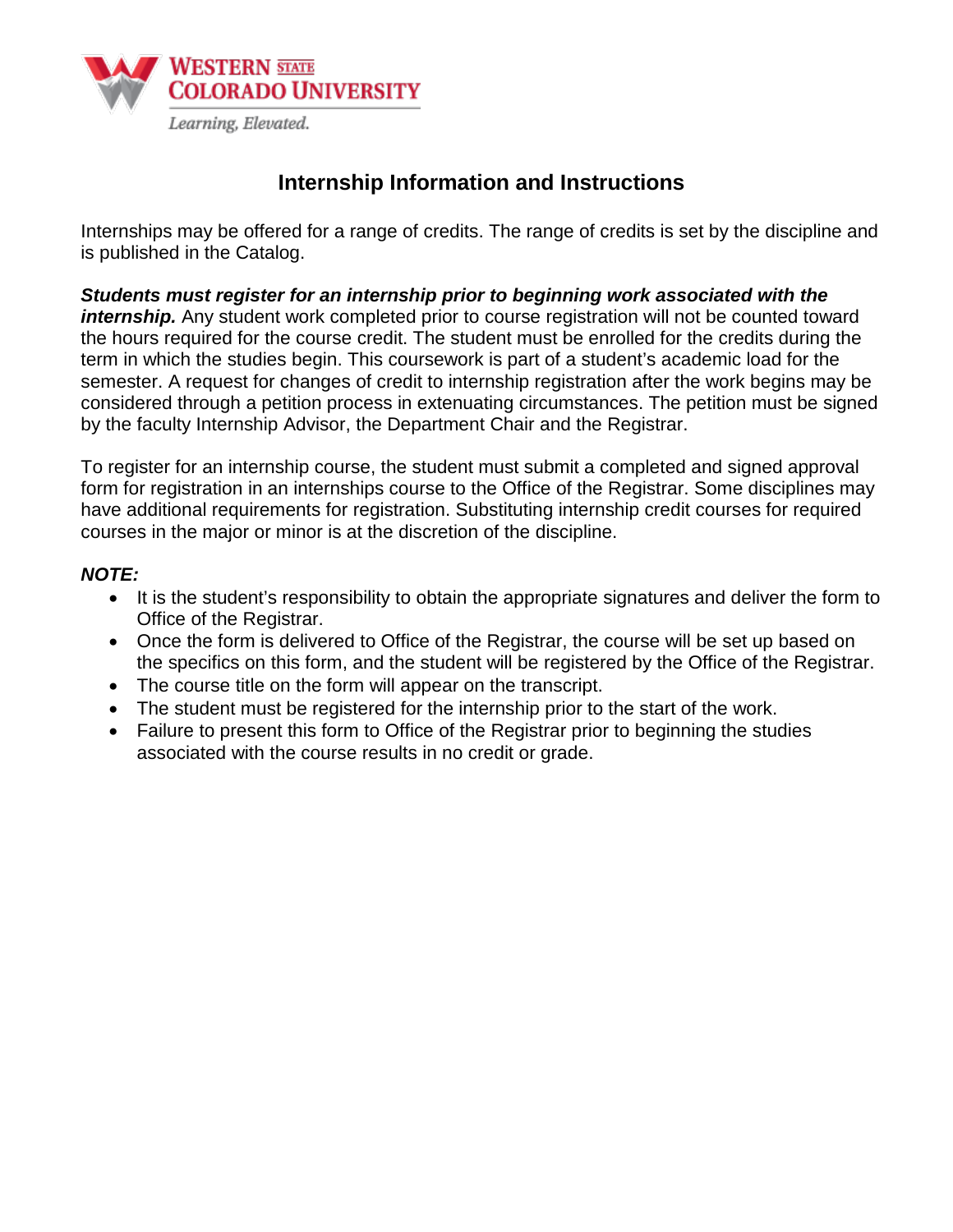# Internship Information and Instructions

Internships may be offered for a range of credits. The range of credits is set by the discipline and is published in the Catalog.

***Students must register for an internship prior to beginning work associated with the internship.*** Any student work completed prior to course registration will not be counted toward the hours required for the course credit. The student must be enrolled for the credits during the term in which the studies begin. This coursework is part of a student's academic load for the semester. A request for changes of credit to internship registration after the work begins may be considered through a petition process in extenuating circumstances. The petition must be signed by the faculty Internship Advisor, the Department Chair and the Registrar.

To register for an internship course, the student must submit a completed and signed approval form for registration in an internships course to the Office of the Registrar. Some disciplines may have additional requirements for registration. Substituting internship credit courses for required courses in the major or minor is at the discretion of the discipline.

***NOTE:***

- It is the student's responsibility to obtain the appropriate signatures and deliver the form to Office of the Registrar.
- Once the form is delivered to Office of the Registrar, the course will be set up based on the specifics on this form, and the student will be registered by the Office of the Registrar.
- The course title on the form will appear on the transcript.
- The student must be registered for the internship prior to the start of the work.
- Failure to present this form to Office of the Registrar prior to beginning the studies associated with the course results in no credit or grade.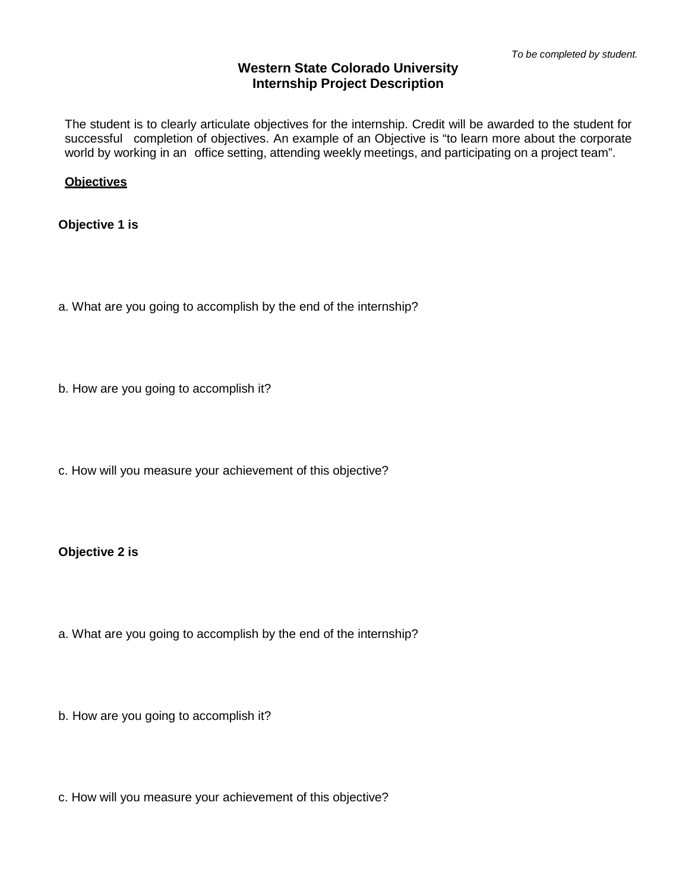*To be completed by student.*

# Western State Colorado University
## Internship Project Description

The student is to clearly articulate objectives for the internship. Credit will be awarded to the student for successful completion of objectives. An example of an Objective is "to learn more about the corporate world by working in an office setting, attending weekly meetings, and participating on a project team".

**<u>Objectives</u>**

**Objective 1 is**

a. What are you going to accomplish by the end of the internship?

b. How are you going to accomplish it?

c. How will you measure your achievement of this objective?

**Objective 2 is**

a. What are you going to accomplish by the end of the internship?

b. How are you going to accomplish it?

c. How will you measure your achievement of this objective?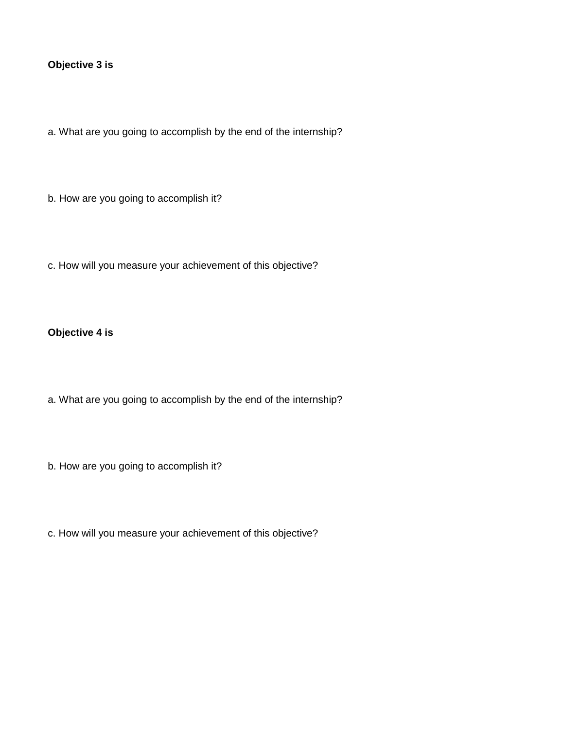**Objective 3 is**

a. What are you going to accomplish by the end of the internship?

b. How are you going to accomplish it?

c. How will you measure your achievement of this objective?

**Objective 4 is**

a. What are you going to accomplish by the end of the internship?

b. How are you going to accomplish it?

c. How will you measure your achievement of this objective?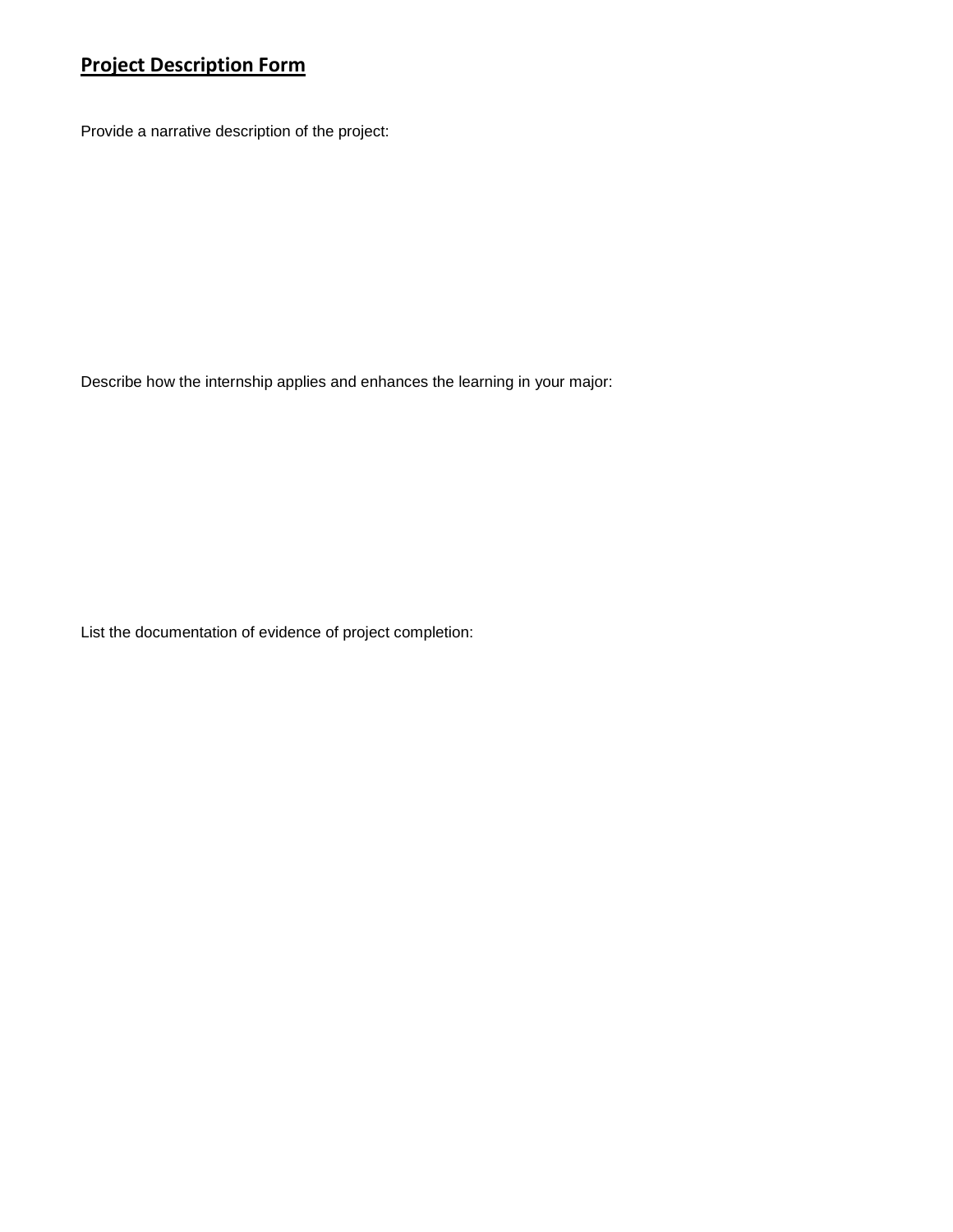# **Project Description Form**

Provide a narrative description of the project:

Describe how the internship applies and enhances the learning in your major:

List the documentation of evidence of project completion: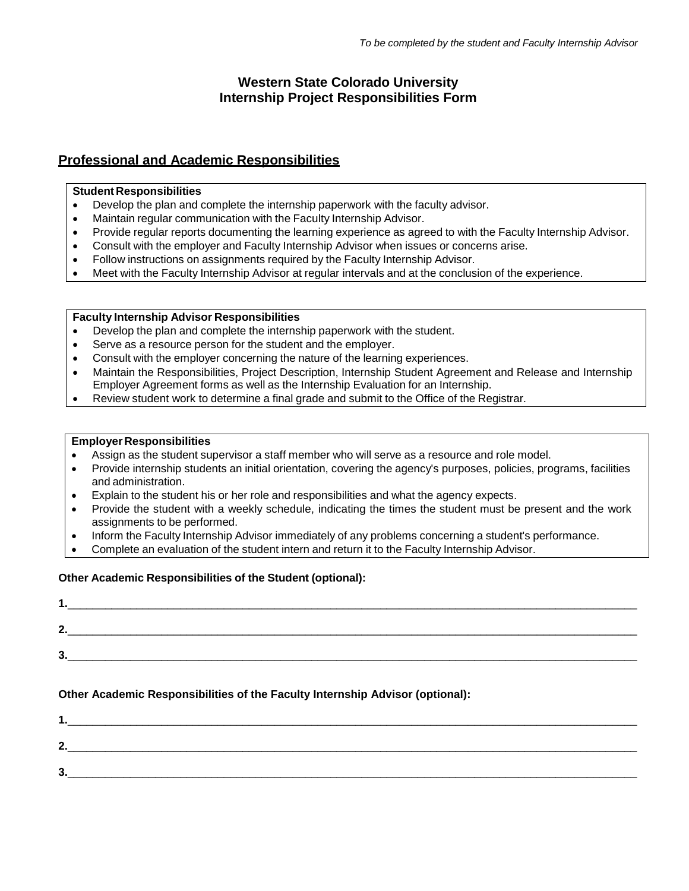*To be completed by the student and Faculty Internship Advisor*

# Western State Colorado University
# Internship Project Responsibilities Form

## Professional and Academic Responsibilities

**Student Responsibilities**

- Develop the plan and complete the internship paperwork with the faculty advisor.
- Maintain regular communication with the Faculty Internship Advisor.
- Provide regular reports documenting the learning experience as agreed to with the Faculty Internship Advisor.
- Consult with the employer and Faculty Internship Advisor when issues or concerns arise.
- Follow instructions on assignments required by the Faculty Internship Advisor.
- Meet with the Faculty Internship Advisor at regular intervals and at the conclusion of the experience.

**Faculty Internship Advisor Responsibilities**

- Develop the plan and complete the internship paperwork with the student.
- Serve as a resource person for the student and the employer.
- Consult with the employer concerning the nature of the learning experiences.
- Maintain the Responsibilities, Project Description, Internship Student Agreement and Release and Internship Employer Agreement forms as well as the Internship Evaluation for an Internship.
- Review student work to determine a final grade and submit to the Office of the Registrar.

**Employer Responsibilities**

- Assign as the student supervisor a staff member who will serve as a resource and role model.
- Provide internship students an initial orientation, covering the agency's purposes, policies, programs, facilities and administration.
- Explain to the student his or her role and responsibilities and what the agency expects.
- Provide the student with a weekly schedule, indicating the times the student must be present and the work assignments to be performed.
- Inform the Faculty Internship Advisor immediately of any problems concerning a student's performance.
- Complete an evaluation of the student intern and return it to the Faculty Internship Advisor.

**Other Academic Responsibilities of the Student (optional):**

**1.**______________________________________________________________________________

**2.**______________________________________________________________________________

**3.**______________________________________________________________________________

**Other Academic Responsibilities of the Faculty Internship Advisor (optional):**

**1.**______________________________________________________________________________

**2.**______________________________________________________________________________

**3.**______________________________________________________________________________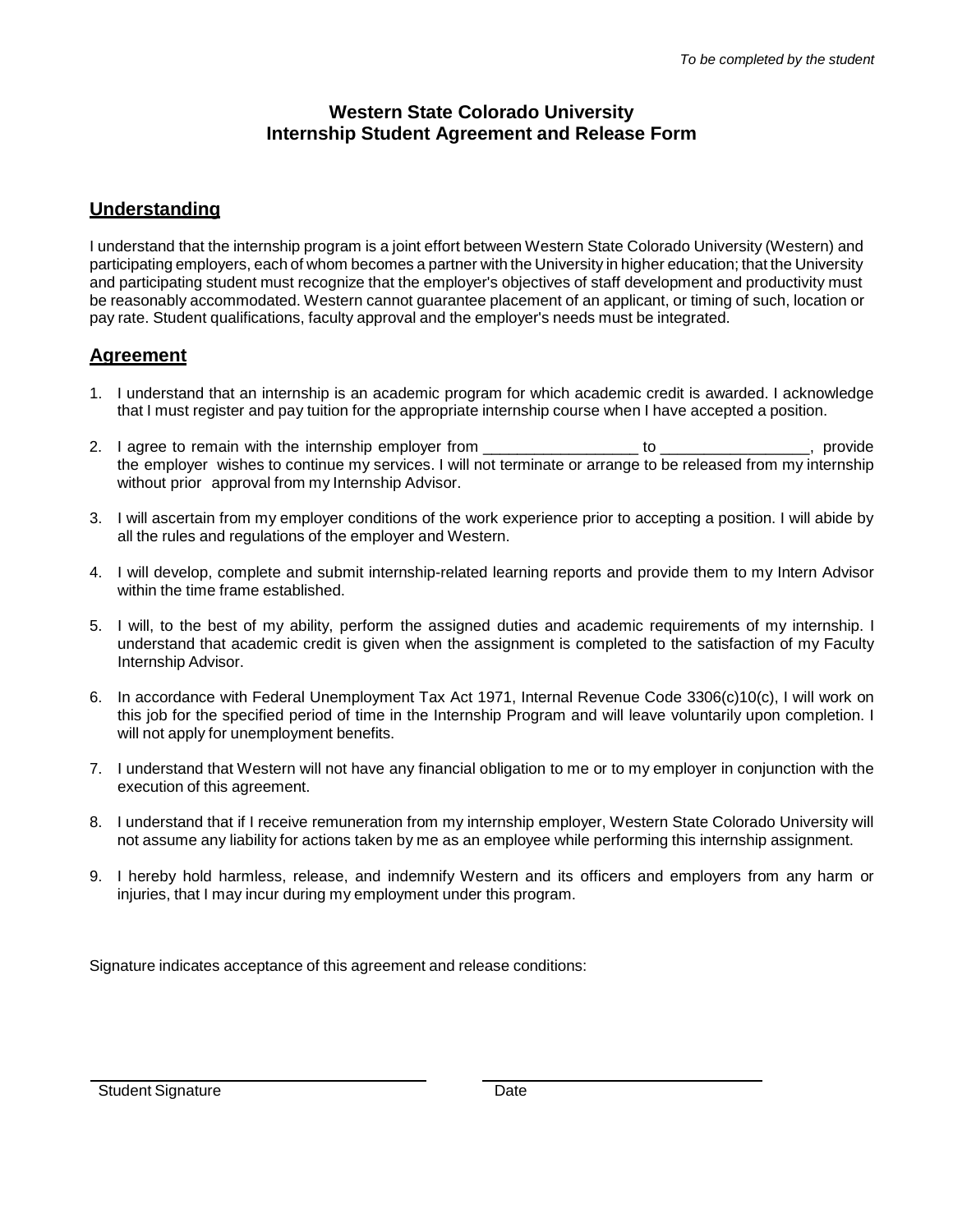*To be completed by the student*

# Western State Colorado University
# Internship Student Agreement and Release Form

## Understanding

I understand that the internship program is a joint effort between Western State Colorado University (Western) and participating employers, each of whom becomes a partner with the University in higher education; that the University and participating student must recognize that the employer's objectives of staff development and productivity must be reasonably accommodated. Western cannot guarantee placement of an applicant, or timing of such, location or pay rate. Student qualifications, faculty approval and the employer's needs must be integrated.

## Agreement

1. I understand that an internship is an academic program for which academic credit is awarded. I acknowledge that I must register and pay tuition for the appropriate internship course when I have accepted a position.

2. I agree to remain with the internship employer from __________________ to _________________, provide the employer wishes to continue my services. I will not terminate or arrange to be released from my internship without prior approval from my Internship Advisor.

3. I will ascertain from my employer conditions of the work experience prior to accepting a position. I will abide by all the rules and regulations of the employer and Western.

4. I will develop, complete and submit internship-related learning reports and provide them to my Intern Advisor within the time frame established.

5. I will, to the best of my ability, perform the assigned duties and academic requirements of my internship. I understand that academic credit is given when the assignment is completed to the satisfaction of my Faculty Internship Advisor.

6. In accordance with Federal Unemployment Tax Act 1971, Internal Revenue Code 3306(c)10(c), I will work on this job for the specified period of time in the Internship Program and will leave voluntarily upon completion. I will not apply for unemployment benefits.

7. I understand that Western will not have any financial obligation to me or to my employer in conjunction with the execution of this agreement.

8. I understand that if I receive remuneration from my internship employer, Western State Colorado University will not assume any liability for actions taken by me as an employee while performing this internship assignment.

9. I hereby hold harmless, release, and indemnify Western and its officers and employers from any harm or injuries, that I may incur during my employment under this program.

Signature indicates acceptance of this agreement and release conditions:

_________________________________ _________________________

Student Signature Date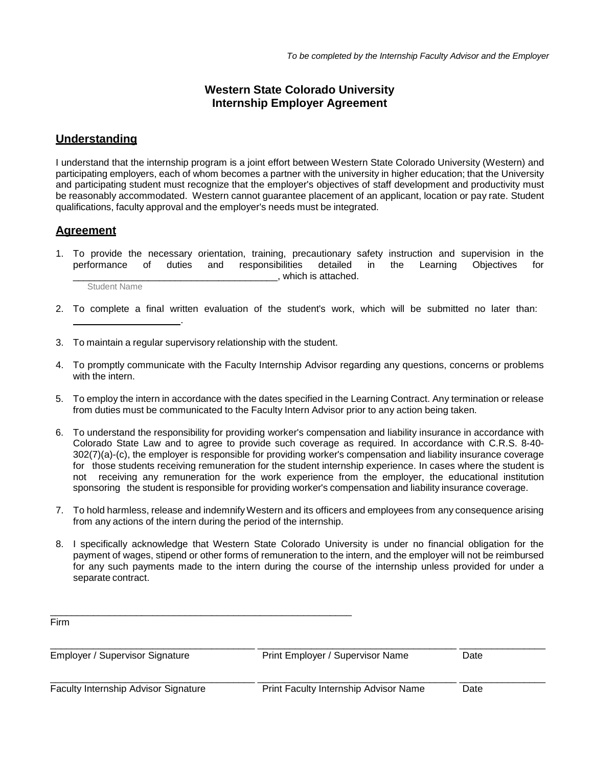*To be completed by the Internship Faculty Advisor and the Employer*

# Western State Colorado University
# Internship Employer Agreement

## Understanding

I understand that the internship program is a joint effort between Western State Colorado University (Western) and participating employers, each of whom becomes a partner with the university in higher education; that the University and participating student must recognize that the employer's objectives of staff development and productivity must be reasonably accommodated. Western cannot guarantee placement of an applicant, location or pay rate. Student qualifications, faculty approval and the employer's needs must be integrated.

## Agreement

1. To provide the necessary orientation, training, precautionary safety instruction and supervision in the performance of duties and responsibilities detailed in the Learning Objectives for ______________________________________, which is attached.
   Student Name

2. To complete a final written evaluation of the student's work, which will be submitted no later than: ____________________.

3. To maintain a regular supervisory relationship with the student.

4. To promptly communicate with the Faculty Internship Advisor regarding any questions, concerns or problems with the intern.

5. To employ the intern in accordance with the dates specified in the Learning Contract. Any termination or release from duties must be communicated to the Faculty Intern Advisor prior to any action being taken.

6. To understand the responsibility for providing worker's compensation and liability insurance in accordance with Colorado State Law and to agree to provide such coverage as required. In accordance with C.R.S. 8-40-302(7)(a)-(c), the employer is responsible for providing worker's compensation and liability insurance coverage for those students receiving remuneration for the student internship experience. In cases where the student is not receiving any remuneration for the work experience from the employer, the educational institution sponsoring the student is responsible for providing worker's compensation and liability insurance coverage.

7. To hold harmless, release and indemnify Western and its officers and employees from any consequence arising from any actions of the intern during the period of the internship.

8. I specifically acknowledge that Western State Colorado University is under no financial obligation for the payment of wages, stipend or other forms of remuneration to the intern, and the employer will not be reimbursed for any such payments made to the intern during the course of the internship unless provided for under a separate contract.

_________________________________________________________
Firm

______________________________________ ______________________________________ ________________
Employer / Supervisor Signature | Print Employer / Supervisor Name | Date

______________________________________ ______________________________________ ________________
Faculty Internship Advisor Signature | Print Faculty Internship Advisor Name | Date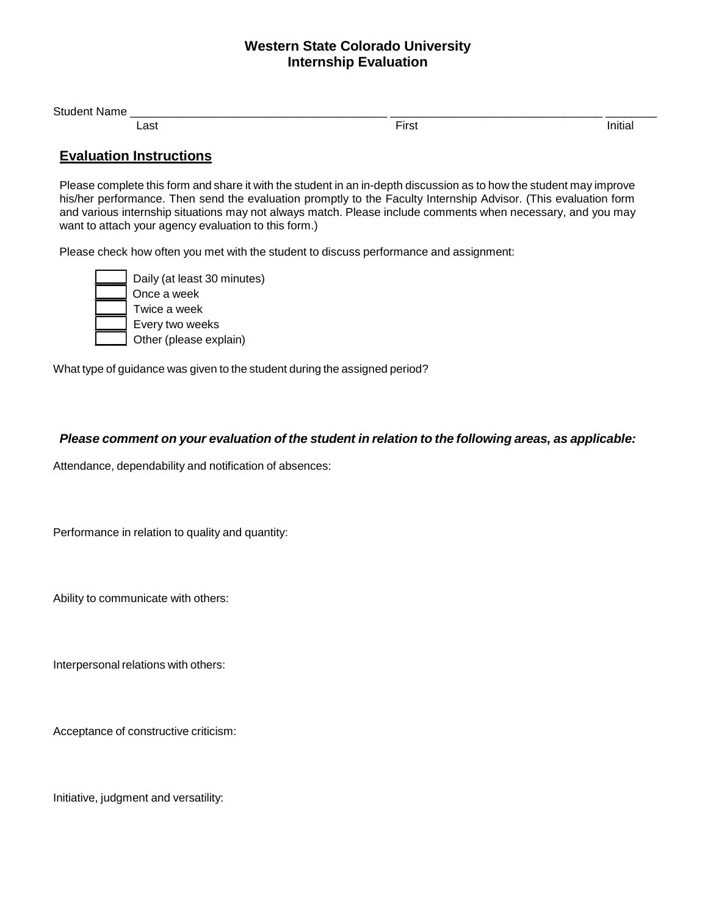# Western State Colorado University
## Internship Evaluation

Student Name ______________________________________ ________________________________ ________

Last First Initial

### Evaluation Instructions

Please complete this form and share it with the student in an in-depth discussion as to how the student may improve his/her performance. Then send the evaluation promptly to the Faculty Internship Advisor. (This evaluation form and various internship situations may not always match. Please include comments when necessary, and you may want to attach your agency evaluation to this form.)

Please check how often you met with the student to discuss performance and assignment:

- [ ] Daily (at least 30 minutes)
- [ ] Once a week
- [ ] Twice a week
- [ ] Every two weeks
- [ ] Other (please explain)

What type of guidance was given to the student during the assigned period?

***Please comment on your evaluation of the student in relation to the following areas, as applicable:***

Attendance, dependability and notification of absences:

Performance in relation to quality and quantity:

Ability to communicate with others:

Interpersonal relations with others:

Acceptance of constructive criticism:

Initiative, judgment and versatility: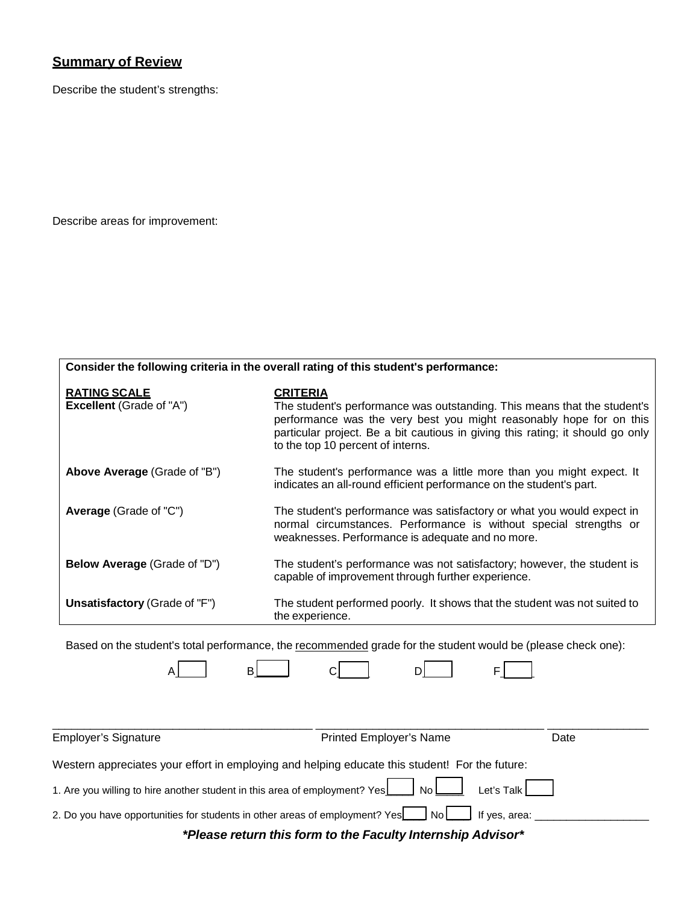## Summary of Review

Describe the student's strengths:

Describe areas for improvement:

**Consider the following criteria in the overall rating of this student's performance:**

| **RATING SCALE** | **CRITERIA** |
|---|---|
| **Excellent** (Grade of "A") | The student's performance was outstanding. This means that the student's performance was the very best you might reasonably hope for on this particular project. Be a bit cautious in giving this rating; it should go only to the top 10 percent of interns. |
| **Above Average** (Grade of "B") | The student's performance was a little more than you might expect. It indicates an all-round efficient performance on the student's part. |
| **Average** (Grade of "C") | The student's performance was satisfactory or what you would expect in normal circumstances. Performance is without special strengths or weaknesses. Performance is adequate and no more. |
| **Below Average** (Grade of "D") | The student's performance was not satisfactory; however, the student is capable of improvement through further experience. |
| **Unsatisfactory** (Grade of "F") | The student performed poorly. It shows that the student was not suited to the experience. |

Based on the student's total performance, the recommended grade for the student would be (please check one):

A ☐ B ☐ C ☐ D ☐ F ☐

_________________________________________ _____________________________________ ________________

Employer's Signature Printed Employer's Name Date

Western appreciates your effort in employing and helping educate this student! For the future:

1. Are you willing to hire another student in this area of employment? Yes ☐ No ☐ Let's Talk ☐
2. Do you have opportunities for students in other areas of employment? Yes ☐ No ☐ If yes, area: ___________________

***Please return this form to the Faculty Internship Advisor***